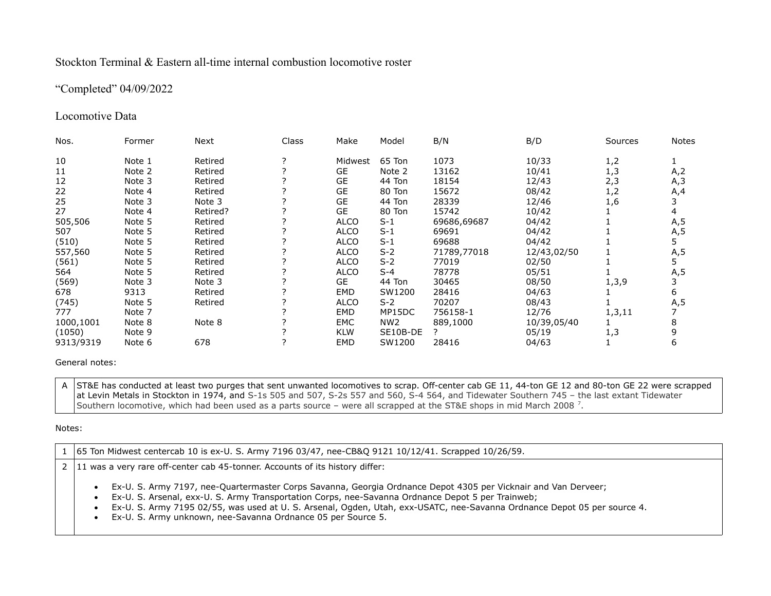Stockton Terminal & Eastern all-time internal combustion locomotive roster

"Completed" 04/09/2022

Locomotive Data

| Nos. | Former | Next | Class | Make | Model | B/N | B/D | Sources | Notes |
|---|---|---|---|---|---|---|---|---|---|
| 10 | Note 1 | Retired | ? | Midwest | 65 Ton | 1073 | 10/33 | 1,2 | 1 |
| 11 | Note 2 | Retired | ? | GE | Note 2 | 13162 | 10/41 | 1,3 | A,2 |
| 12 | Note 3 | Retired | ? | GE | 44 Ton | 18154 | 12/43 | 2,3 | A,3 |
| 22 | Note 4 | Retired | ? | GE | 80 Ton | 15672 | 08/42 | 1,2 | A,4 |
| 25 | Note 3 | Note 3 | ? | GE | 44 Ton | 28339 | 12/46 | 1,6 | 3 |
| 27 | Note 4 | Retired? | ? | GE | 80 Ton | 15742 | 10/42 | 1 | 4 |
| 505,506 | Note 5 | Retired | ? | ALCO | S-1 | 69686,69687 | 04/42 | 1 | A,5 |
| 507 | Note 5 | Retired | ? | ALCO | S-1 | 69691 | 04/42 | 1 | A,5 |
| (510) | Note 5 | Retired | ? | ALCO | S-1 | 69688 | 04/42 | 1 | 5 |
| 557,560 | Note 5 | Retired | ? | ALCO | S-2 | 71789,77018 | 12/43,02/50 | 1 | A,5 |
| (561) | Note 5 | Retired | ? | ALCO | S-2 | 77019 | 02/50 | 1 | 5 |
| 564 | Note 5 | Retired | ? | ALCO | S-4 | 78778 | 05/51 | 1 | A,5 |
| (569) | Note 3 | Note 3 | ? | GE | 44 Ton | 30465 | 08/50 | 1,3,9 | 3 |
| 678 | 9313 | Retired | ? | EMD | SW1200 | 28416 | 04/63 | 1 | 6 |
| (745) | Note 5 | Retired | ? | ALCO | S-2 | 70207 | 08/43 | 1 | A,5 |
| 777 | Note 7 | | ? | EMD | MP15DC | 756158-1 | 12/76 | 1,3,11 | 7 |
| 1000,1001 | Note 8 | Note 8 | ? | EMC | NW2 | 889,1000 | 10/39,05/40 | 1 | 8 |
| (1050) | Note 9 | | ? | KLW | SE10B-DE | ? | 05/19 | 1,3 | 9 |
| 9313/9319 | Note 6 | 678 | ? | EMD | SW1200 | 28416 | 04/63 | 1 | 6 |

General notes:

| | |
|---|---|
| A | ST&E has conducted at least two purges that sent unwanted locomotives to scrap. Off-center cab GE 11, 44-ton GE 12 and 80-ton GE 22 were scrapped at Levin Metals in Stockton in 1974, and S-1s 505 and 507, S-2s 557 and 560, S-4 564, and Tidewater Southern 745 – the last extant Tidewater Southern locomotive, which had been used as a parts source – were all scrapped at the ST&E shops in mid March 2008 [7]. |

Notes:

| | |
|---|---|
| 1 | 65 Ton Midwest centercab 10 is ex-U. S. Army 7196 03/47, nee-CB&Q 9121 10/12/41. Scrapped 10/26/59. |
| 2 | 11 was a very rare off-center cab 45-tonner. Accounts of its history differ:<br>• Ex-U. S. Army 7197, nee-Quartermaster Corps Savanna, Georgia Ordnance Depot 4305 per Vicknair and Van Derveer;<br>• Ex-U. S. Arsenal, exx-U. S. Army Transportation Corps, nee-Savanna Ordnance Depot 5 per Trainweb;<br>• Ex-U. S. Army 7195 02/55, was used at U. S. Arsenal, Ogden, Utah, exx-USATC, nee-Savanna Ordnance Depot 05 per source 4.<br>• Ex-U. S. Army unknown, nee-Savanna Ordnance 05 per Source 5. |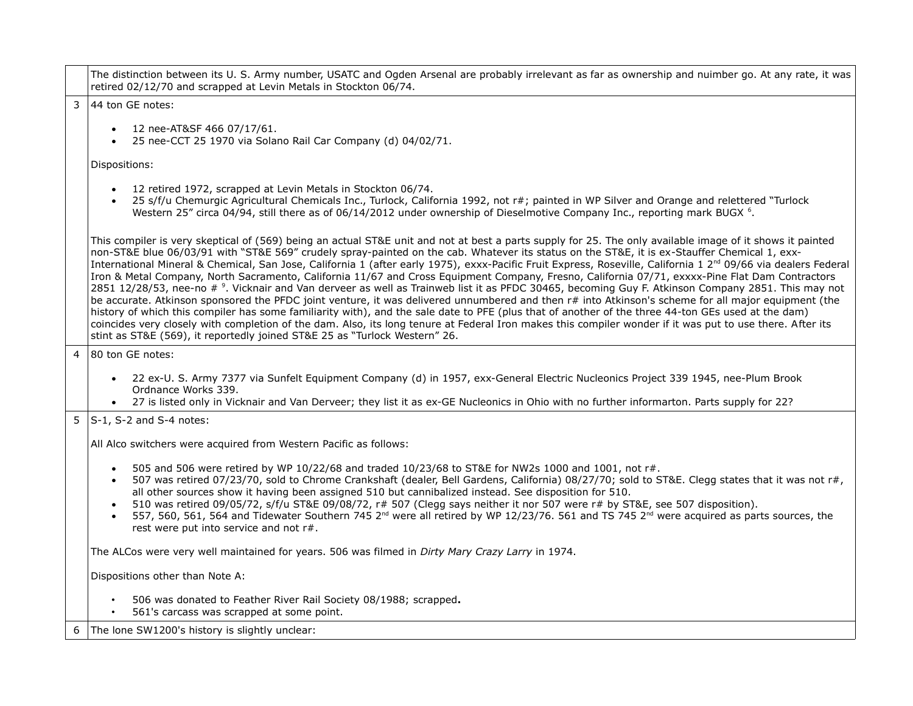| | |
|---|---|
| | The distinction between its U. S. Army number, USATC and Ogden Arsenal are probably irrelevant as far as ownership and nuimber go. At any rate, it was retired 02/12/70 and scrapped at Levin Metals in Stockton 06/74. |
| 3 | 44 ton GE notes:<br><br>• 12 nee-AT&SF 466 07/17/61.<br>• 25 nee-CCT 25 1970 via Solano Rail Car Company (d) 04/02/71.<br><br>Dispositions:<br><br>• 12 retired 1972, scrapped at Levin Metals in Stockton 06/74.<br>• 25 s/f/u Chemurgic Agricultural Chemicals Inc., Turlock, California 1992, not r#; painted in WP Silver and Orange and relettered "Turlock Western 25" circa 04/94, still there as of 06/14/2012 under ownership of Dieselmotive Company Inc., reporting mark BUGX [6].<br><br>This compiler is very skeptical of (569) being an actual ST&E unit and not at best a parts supply for 25. The only available image of it shows it painted non-ST&E blue 06/03/91 with "ST&E 569" crudely spray-painted on the cab. Whatever its status on the ST&E, it is ex-Stauffer Chemical 1, exx-International Mineral & Chemical, San Jose, California 1 (after early 1975), exxx-Pacific Fruit Express, Roseville, California 1 2nd 09/66 via dealers Federal Iron & Metal Company, North Sacramento, California 11/67 and Cross Equipment Company, Fresno, California 07/71, exxxx-Pine Flat Dam Contractors 2851 12/28/53, nee-no # [9]. Vicknair and Van derveer as well as Trainweb list it as PFDC 30465, becoming Guy F. Atkinson Company 2851. This may not be accurate. Atkinson sponsored the PFDC joint venture, it was delivered unnumbered and then r# into Atkinson's scheme for all major equipment (the history of which this compiler has some familiarity with), and the sale date to PFE (plus that of another of the three 44-ton GEs used at the dam) coincides very closely with completion of the dam. Also, its long tenure at Federal Iron makes this compiler wonder if it was put to use there. After its stint as ST&E (569), it reportedly joined ST&E 25 as "Turlock Western" 26. |
| 4 | 80 ton GE notes:<br><br>• 22 ex-U. S. Army 7377 via Sunfelt Equipment Company (d) in 1957, exx-General Electric Nucleonics Project 339 1945, nee-Plum Brook Ordnance Works 339.<br>• 27 is listed only in Vicknair and Van Derveer; they list it as ex-GE Nucleonics in Ohio with no further informarton. Parts supply for 22? |
| 5 | S-1, S-2 and S-4 notes:<br><br>All Alco switchers were acquired from Western Pacific as follows:<br><br>• 505 and 506 were retired by WP 10/22/68 and traded 10/23/68 to ST&E for NW2s 1000 and 1001, not r#.<br>• 507 was retired 07/23/70, sold to Chrome Crankshaft (dealer, Bell Gardens, California) 08/27/70; sold to ST&E. Clegg states that it was not r#, all other sources show it having been assigned 510 but cannibalized instead. See disposition for 510.<br>• 510 was retired 09/05/72, s/f/u ST&E 09/08/72, r# 507 (Clegg says neither it nor 507 were r# by ST&E, see 507 disposition).<br>• 557, 560, 561, 564 and Tidewater Southern 745 2nd were all retired by WP 12/23/76. 561 and TS 745 2nd were acquired as parts sources, the rest were put into service and not r#.<br><br>The ALCos were very well maintained for years. 506 was filmed in *Dirty Mary Crazy Larry* in 1974.<br><br>Dispositions other than Note A:<br><br>• 506 was donated to Feather River Rail Society 08/1988; scrapped.<br>• 561's carcass was scrapped at some point. |
| 6 | The lone SW1200's history is slightly unclear: |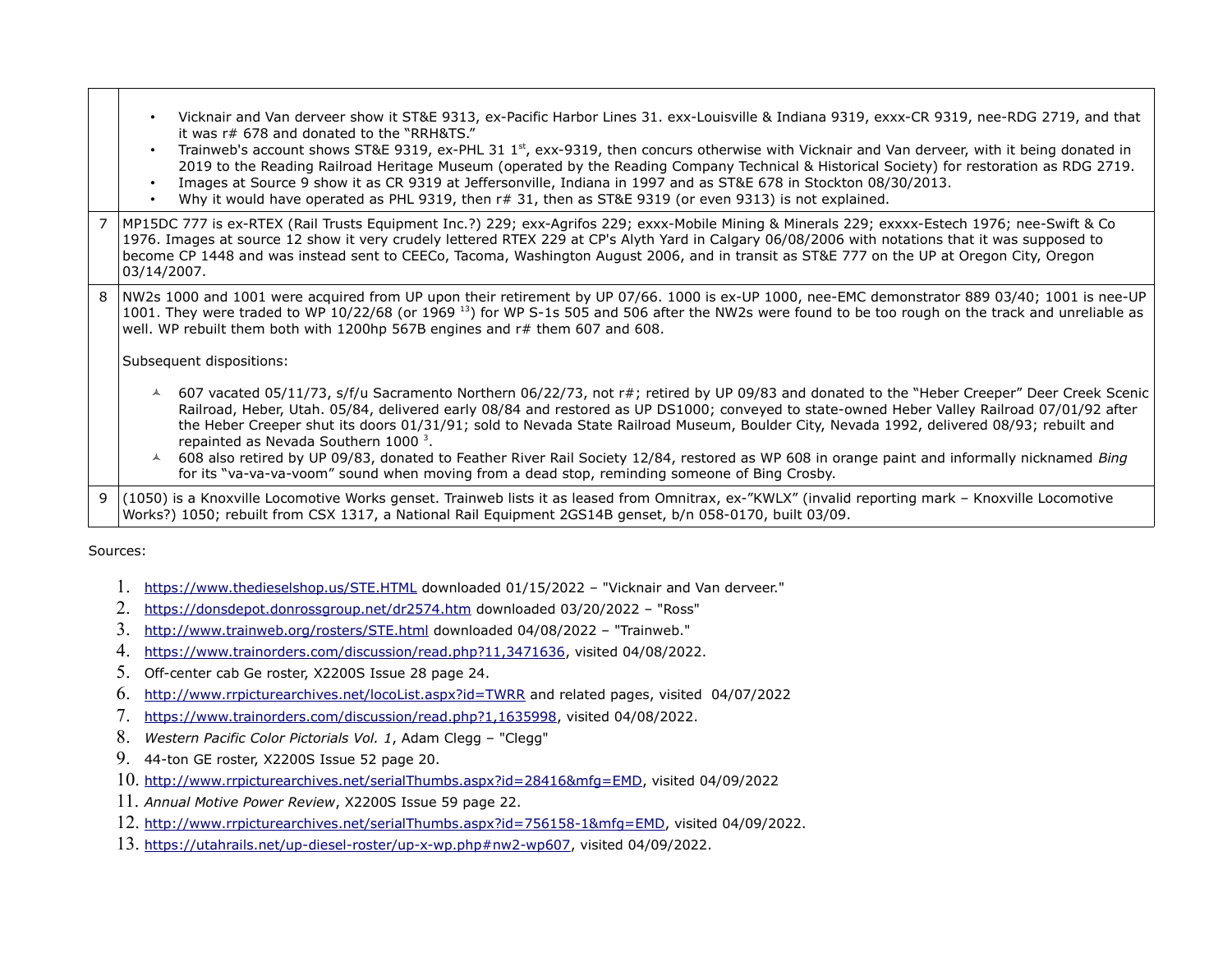| | |
|---|---|
| | • Vicknair and Van derveer show it ST&E 9313, ex-Pacific Harbor Lines 31. exx-Louisville & Indiana 9319, exxx-CR 9319, nee-RDG 2719, and that it was r# 678 and donated to the "RRH&TS."<br>• Trainweb's account shows ST&E 9319, ex-PHL 31 1st, exx-9319, then concurs otherwise with Vicknair and Van derveer, with it being donated in 2019 to the Reading Railroad Heritage Museum (operated by the Reading Company Technical & Historical Society) for restoration as RDG 2719.<br>• Images at Source 9 show it as CR 9319 at Jeffersonville, Indiana in 1997 and as ST&E 678 in Stockton 08/30/2013.<br>• Why it would have operated as PHL 9319, then r# 31, then as ST&E 9319 (or even 9313) is not explained. |
| 7 | MP15DC 777 is ex-RTEX (Rail Trusts Equipment Inc.?) 229; exx-Agrifos 229; exxx-Mobile Mining & Minerals 229; exxxx-Estech 1976; nee-Swift & Co 1976. Images at source 12 show it very crudely lettered RTEX 229 at CP's Alyth Yard in Calgary 06/08/2006 with notations that it was supposed to become CP 1448 and was instead sent to CEECo, Tacoma, Washington August 2006, and in transit as ST&E 777 on the UP at Oregon City, Oregon 03/14/2007. |
| 8 | NW2s 1000 and 1001 were acquired from UP upon their retirement by UP 07/66. 1000 is ex-UP 1000, nee-EMC demonstrator 889 03/40; 1001 is nee-UP 1001. They were traded to WP 10/22/68 (or 1969 [13]) for WP S-1s 505 and 506 after the NW2s were found to be too rough on the track and unreliable as well. WP rebuilt them both with 1200hp 567B engines and r# them 607 and 608.<br><br>Subsequent dispositions:<br><br>⅄ 607 vacated 05/11/73, s/f/u Sacramento Northern 06/22/73, not r#; retired by UP 09/83 and donated to the "Heber Creeper" Deer Creek Scenic Railroad, Heber, Utah. 05/84, delivered early 08/84 and restored as UP DS1000; conveyed to state-owned Heber Valley Railroad 07/01/92 after the Heber Creeper shut its doors 01/31/91; sold to Nevada State Railroad Museum, Boulder City, Nevada 1992, delivered 08/93; rebuilt and repainted as Nevada Southern 1000 [3].<br>⅄ 608 also retired by UP 09/83, donated to Feather River Rail Society 12/84, restored as WP 608 in orange paint and informally nicknamed *Bing* for its "va-va-va-voom" sound when moving from a dead stop, reminding someone of Bing Crosby. |
| 9 | (1050) is a Knoxville Locomotive Works genset. Trainweb lists it as leased from Omnitrax, ex-"KWLX" (invalid reporting mark – Knoxville Locomotive Works?) 1050; rebuilt from CSX 1317, a National Rail Equipment 2GS14B genset, b/n 058-0170, built 03/09. |

Sources:

1. https://www.thedieselshop.us/STE.HTML downloaded 01/15/2022 – "Vicknair and Van derveer."
2. https://donsdepot.donrossgroup.net/dr2574.htm downloaded 03/20/2022 – "Ross"
3. http://www.trainweb.org/rosters/STE.html downloaded 04/08/2022 – "Trainweb."
4. https://www.trainorders.com/discussion/read.php?11,3471636, visited 04/08/2022.
5. Off-center cab Ge roster, X2200S Issue 28 page 24.
6. http://www.rrpicturearchives.net/locoList.aspx?id=TWRR and related pages, visited 04/07/2022
7. https://www.trainorders.com/discussion/read.php?1,1635998, visited 04/08/2022.
8. *Western Pacific Color Pictorials Vol. 1*, Adam Clegg – "Clegg"
9. 44-ton GE roster, X2200S Issue 52 page 20.
10. http://www.rrpicturearchives.net/serialThumbs.aspx?id=28416&mfg=EMD, visited 04/09/2022
11. *Annual Motive Power Review*, X2200S Issue 59 page 22.
12. http://www.rrpicturearchives.net/serialThumbs.aspx?id=756158-1&mfg=EMD, visited 04/09/2022.
13. https://utahrails.net/up-diesel-roster/up-x-wp.php#nw2-wp607, visited 04/09/2022.